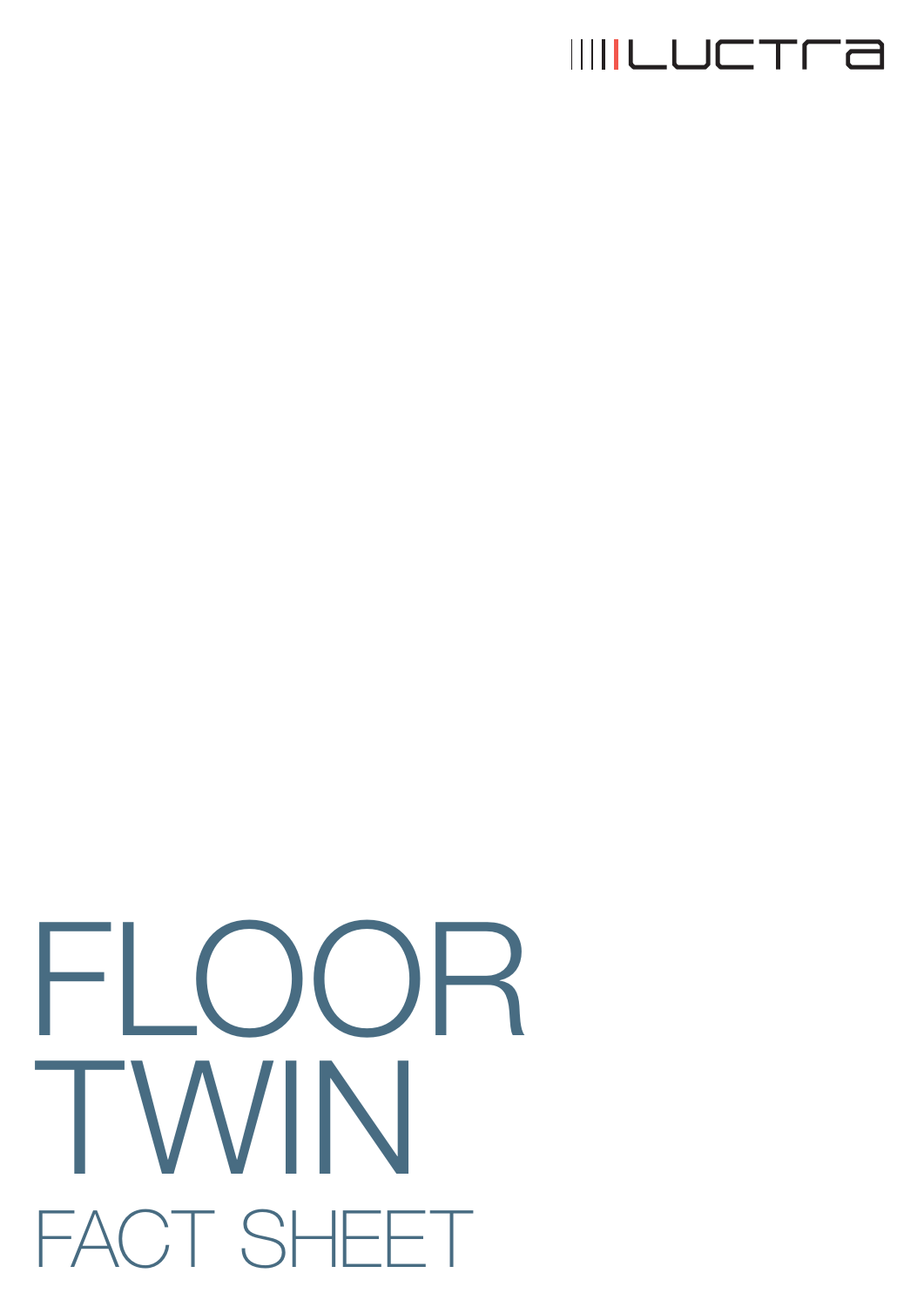LUCTRA

# FLOOR TWIN

## FACT SHEET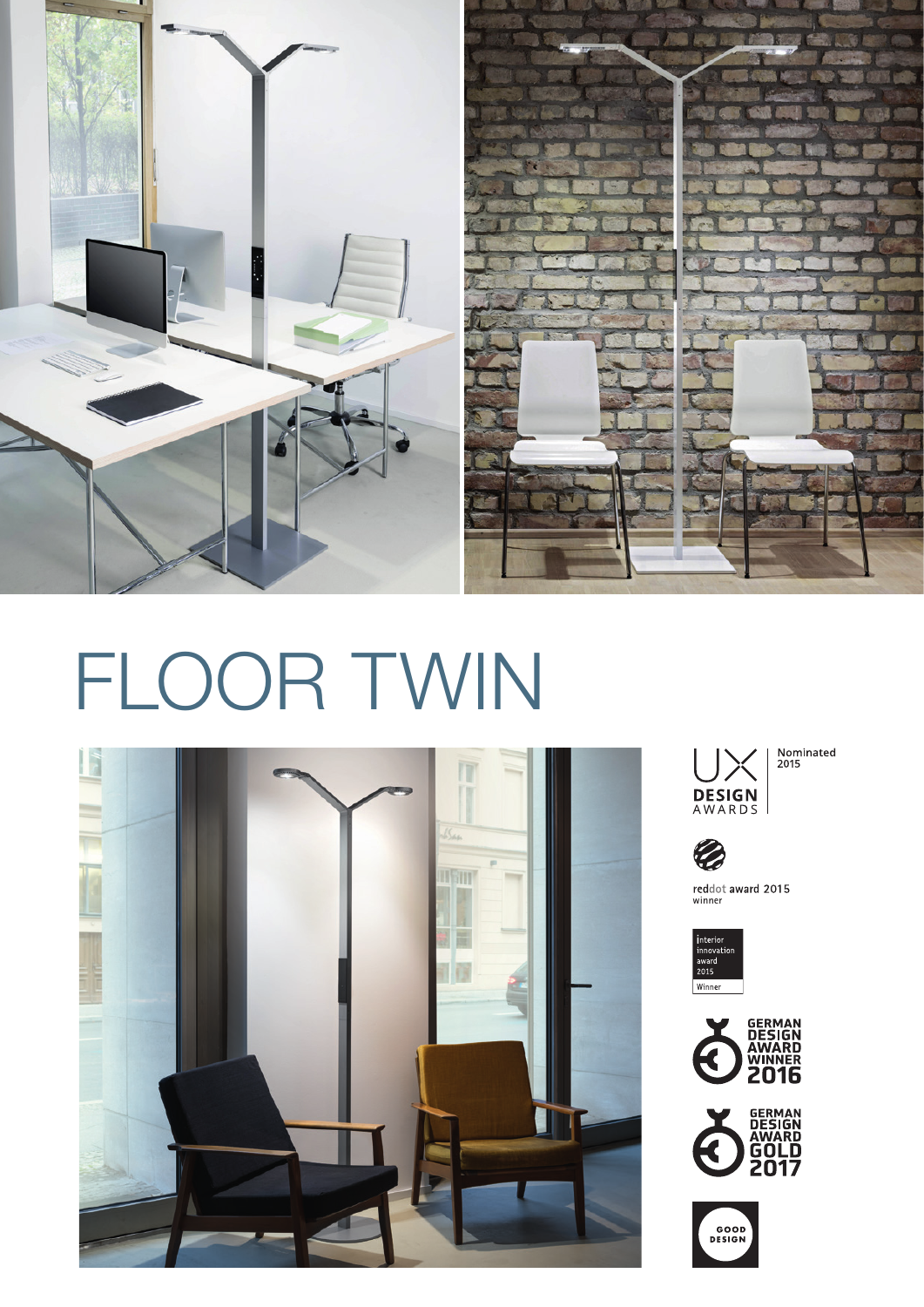# FLOOR TWIN

UX DESIGN AWARDS Nominated 2015

reddot award 2015 winner

interior innovation award 2015 Winner

GERMAN DESIGN AWARD WINNER 2016

GERMAN DESIGN AWARD GOLD 2017

GOOD DESIGN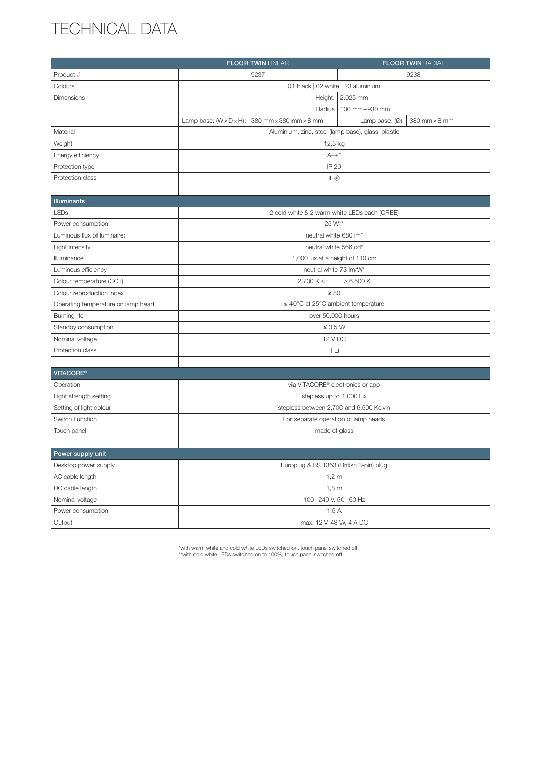# TECHNICAL DATA

| | **FLOOR TWIN** LINEAR | | **FLOOR TWIN** RADIAL | |
|---|---|---|---|---|
| Product # | 9237 | | 9238 | |
| Colours | 01 black \| 02 white \| 23 aluminium | | | |
| Dimensions | Height: | | 2.025 mm | |
| | Radius | | 100 mm – 930 mm | |
| | Lamp base: (W × D × H): | 380 mm × 380 mm × 8 mm | Lamp base: (Ø): | 380 mm × 8 mm |
| Material | Aluminium, zinc, steel (lamp base), glass, plastic | | | |
| Weight | 12,5 kg | | | |
| Energy efficiency | A++* | | | |
| Protection type | IP 20 | | | |
| Protection class | III ◈ | | | |
| | | | | |
| **Illuminants** | | | | |
| LEDs | 2 cold white & 2 warm white LEDs each (CREE) | | | |
| Power consumption | 25 W** | | | |
| Luminous flux of luminaire: | neutral white 680 lm* | | | |
| Light intensity | neutral white 566 cd* | | | |
| Illuminance | 1,000 lux at a height of 110 cm | | | |
| Luminous efficiency | neutral white 73 lm/W* | | | |
| Colour temperature (CCT) | 2.700 K <--------> 6.500 K | | | |
| Colour reproduction index | ≥ 80 | | | |
| Operating temperature on lamp head | ≤ 40°C at 25°C ambient temperature | | | |
| Burning life | over 50,000 hours | | | |
| Standby consumption | ≤ 0,5 W | | | |
| Nominal voltage | 12 V DC | | | |
| Protection class | II ⧈ | | | |
| | | | | |
| **VITACORE®** | | | | |
| Operation | via VITACORE® electronics or app | | | |
| Light strength setting | stepless up to 1,000 lux | | | |
| Setting of light colour | stepless between 2,700 and 6,500 Kelvin | | | |
| Switch Function | For separate operation of lamp heads | | | |
| Touch panel | made of glass | | | |
| | | | | |
| **Power supply unit** | | | | |
| Desktop power supply | Europlug & BS 1363 (British 3-pin) plug | | | |
| AC cable length | 1,2 m | | | |
| DC cable length | 1,8 m | | | |
| Nominal voltage | 100 – 240 V, 50 – 60 Hz | | | |
| Power consumption | 1,5 A | | | |
| Output | max. 12 V, 48 W, 4 A DC | | | |

*with warm white and cold white LEDs switched on, touch panel switched off
**with cold white LEDs switched on to 100%, touch panel switched off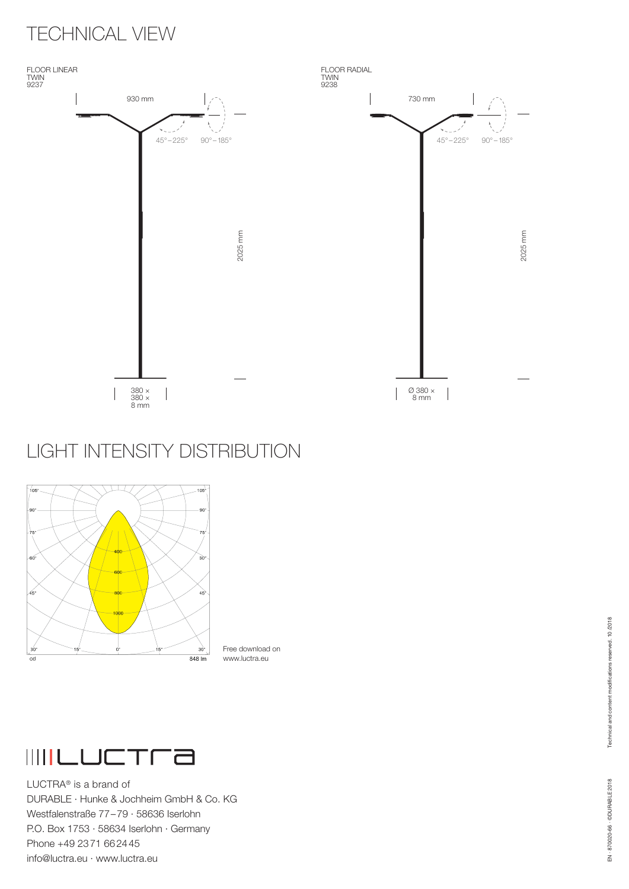# TECHNICAL VIEW

FLOOR LINEAR
TWIN
9237

930 mm

45° – 225°

90° – 185°

2025 mm

380 ×
380 ×
8 mm

FLOOR RADIAL
TWIN
9238

730 mm

45° – 225°

90° – 185°

2025 mm

Ø 380 ×
8 mm

# LIGHT INTENSITY DISTRIBUTION

105°
90°
75°
60°
45°
30°
15°
0°
400
600
800
1000
cd
848 lm

Free download on
www.luctra.eu

LUCTRA® is a brand of
DURABLE · Hunke & Jochheim GmbH & Co. KG
Westfalenstraße 77 – 79 · 58636 Iserlohn
P.O. Box 1753 · 58634 Iserlohn · Germany
Phone +49 2371 662445
info@luctra.eu · www.luctra.eu

EN · 870020-66 · ©DURABLE 2018 Technical and content modifications reserved. 10 /2018